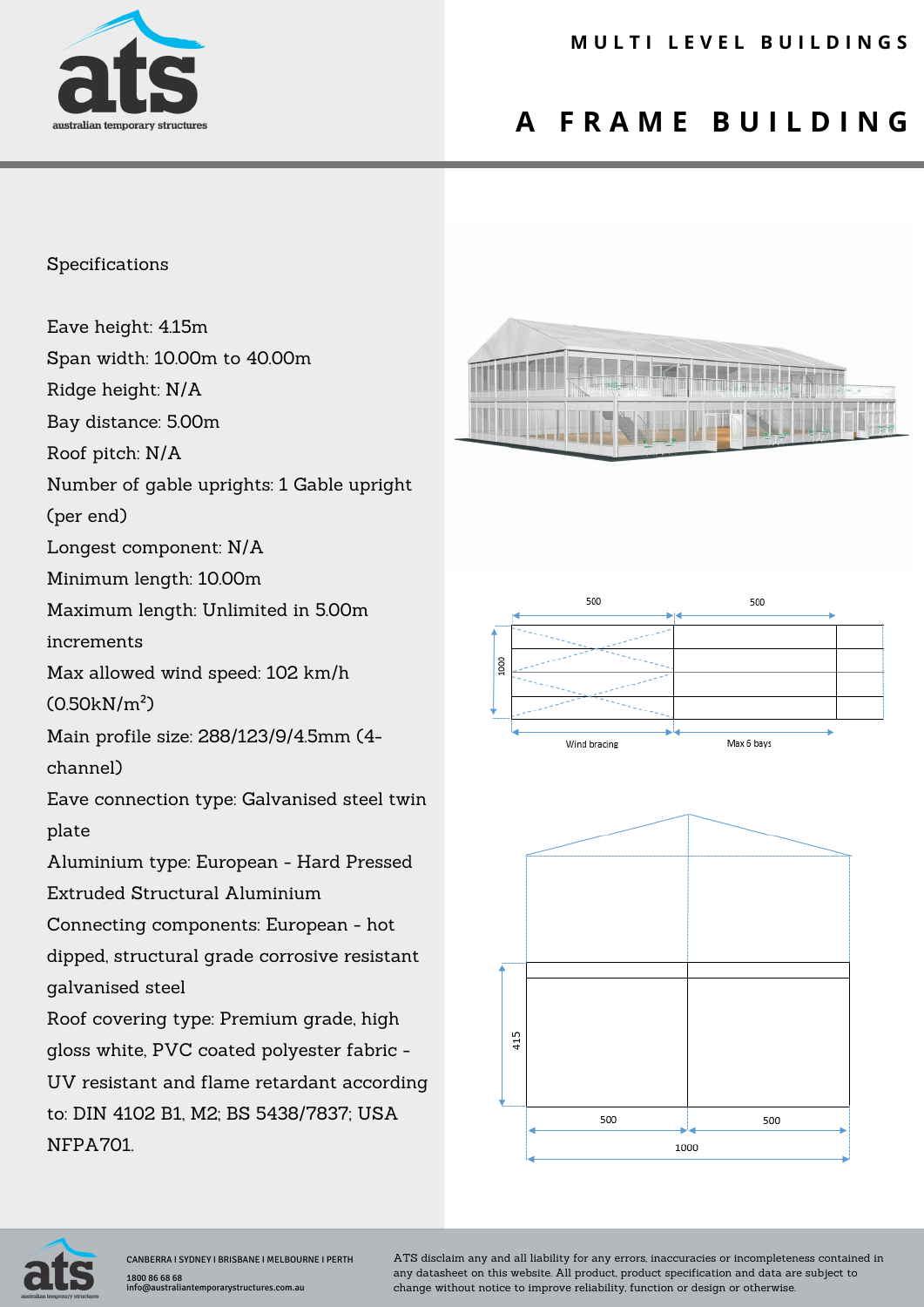# MULTI LEVEL BUILDINGS

# A FRAME BUILDING

## Specifications

Eave height: 4.15m

Span width: 10.00m to 40.00m

Ridge height: N/A

Bay distance: 5.00m

Roof pitch: N/A

Number of gable uprights: 1 Gable upright (per end)

Longest component: N/A

Minimum length: 10.00m

Maximum length: Unlimited in 5.00m increments

Max allowed wind speed: 102 km/h (0.50kN/m$^2$)

Main profile size: 288/123/9/4.5mm (4-channel)

Eave connection type: Galvanised steel twin plate

Aluminium type: European - Hard Pressed Extruded Structural Aluminium

Connecting components: European - hot dipped, structural grade corrosive resistant galvanised steel

Roof covering type: Premium grade, high gloss white, PVC coated polyester fabric - UV resistant and flame retardant according to: DIN 4102 B1, M2; BS 5438/7837; USA NFPA701.

500 500

1000

Wind bracing Max 6 bays

415

500 500

1000

CANBERRA I SYDNEY I BRISBANE I MELBOURNE I PERTH

1800 86 68 68

info@australiantemporarystructures.com.au

ATS disclaim any and all liability for any errors, inaccuracies or incompleteness contained in any datasheet on this website. All product, product specification and data are subject to change without notice to improve reliability, function or design or otherwise.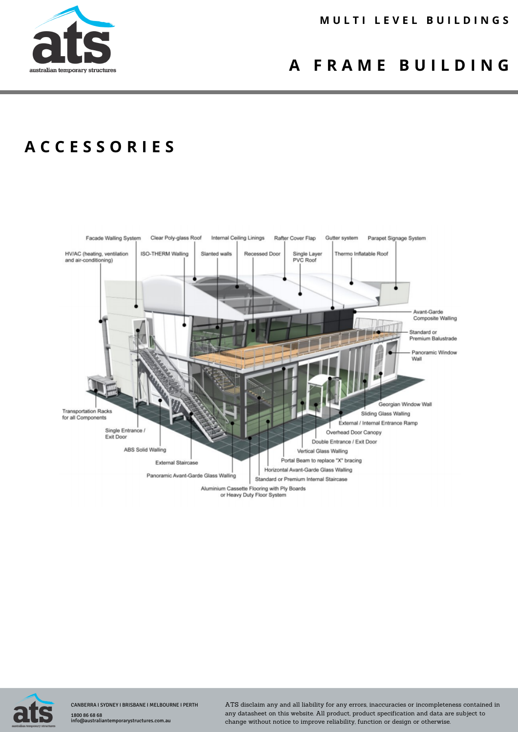# ACCESSORIES

Facade Walling System
Clear Poly-glass Roof
Internal Ceiling Linings
Rafter Cover Flap
Gutter system
Parapet Signage System
HV/AC (heating, ventilation and air-conditioning)
ISO-THERM Walling
Slanted walls
Recessed Door
Single Layer PVC Roof
Thermo Inflatable Roof
Avant-Garde Composite Walling
Standard or Premium Balustrade
Panoramic Window Wall
Georgian Window Wall
Sliding Glass Walling
External / Internal Entrance Ramp
Overhead Door Canopy
Double Entrance / Exit Door
Vertical Glass Walling
Portal Beam to replace "X" bracing
Horizontal Avant-Garde Glass Walling
Standard or Premium Internal Staircase
Aluminium Cassette Flooring with Ply Boards or Heavy Duty Floor System
Panoramic Avant-Garde Glass Walling
External Staircase
ABS Solid Walling
Single Entrance / Exit Door
Transportation Racks for all Components

CANBERRA I SYDNEY I BRISBANE I MELBOURNE I PERTH
1800 86 68 68
info@australiantemporarystructures.com.au

ATS disclaim any and all liability for any errors, inaccuracies or incompleteness contained in any datasheet on this website. All product, product specification and data are subject to change without notice to improve reliability, function or design or otherwise.